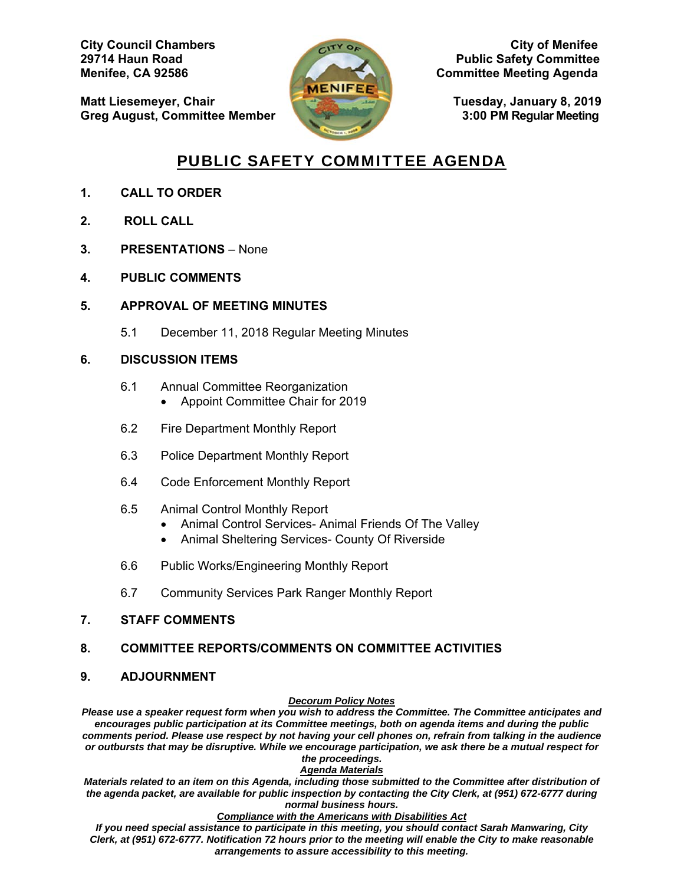**City Council Chambers**
**29714 Haun Road**
**Menifee, CA 92586**

**City of Menifee**
**Public Safety Committee**
**Committee Meeting Agenda**

**Matt Liesemeyer, Chair**
**Greg August, Committee Member**

**Tuesday, January 8, 2019**
**3:00 PM Regular Meeting**

# PUBLIC SAFETY COMMITTEE AGENDA

**1. CALL TO ORDER**

**2. ROLL CALL**

**3. PRESENTATIONS** – None

**4. PUBLIC COMMENTS**

**5. APPROVAL OF MEETING MINUTES**

5.1 December 11, 2018 Regular Meeting Minutes

**6. DISCUSSION ITEMS**

6.1 Annual Committee Reorganization
- Appoint Committee Chair for 2019

6.2 Fire Department Monthly Report

6.3 Police Department Monthly Report

6.4 Code Enforcement Monthly Report

6.5 Animal Control Monthly Report
- Animal Control Services- Animal Friends Of The Valley
- Animal Sheltering Services- County Of Riverside

6.6 Public Works/Engineering Monthly Report

6.7 Community Services Park Ranger Monthly Report

**7. STAFF COMMENTS**

**8. COMMITTEE REPORTS/COMMENTS ON COMMITTEE ACTIVITIES**

**9. ADJOURNMENT**

***Decorum Policy Notes***

***Please use a speaker request form when you wish to address the Committee. The Committee anticipates and encourages public participation at its Committee meetings, both on agenda items and during the public comments period. Please use respect by not having your cell phones on, refrain from talking in the audience or outbursts that may be disruptive. While we encourage participation, we ask there be a mutual respect for the proceedings.***

***Agenda Materials***

***Materials related to an item on this Agenda, including those submitted to the Committee after distribution of the agenda packet, are available for public inspection by contacting the City Clerk, at (951) 672-6777 during normal business hours.***

***Compliance with the Americans with Disabilities Act***

***If you need special assistance to participate in this meeting, you should contact Sarah Manwaring, City Clerk, at (951) 672-6777. Notification 72 hours prior to the meeting will enable the City to make reasonable arrangements to assure accessibility to this meeting.***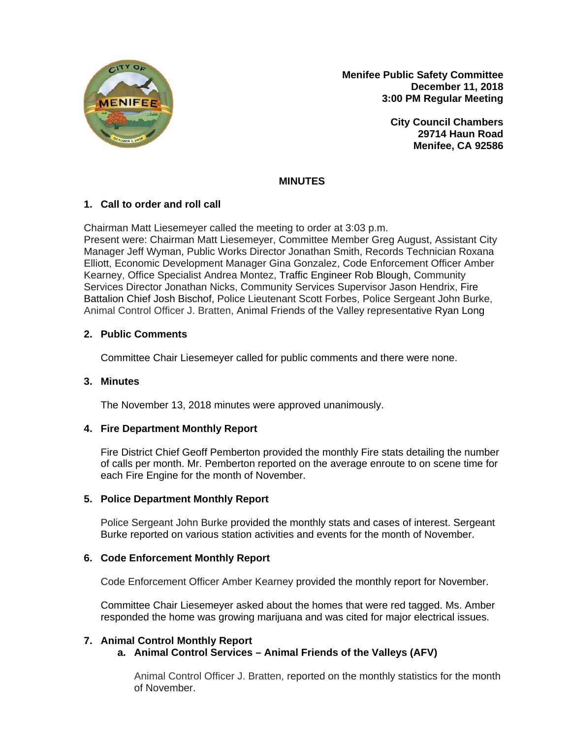**Menifee Public Safety Committee**
**December 11, 2018**
**3:00 PM Regular Meeting**

**City Council Chambers**
**29714 Haun Road**
**Menifee, CA 92586**

## MINUTES

### 1. Call to order and roll call

Chairman Matt Liesemeyer called the meeting to order at 3:03 p.m.
Present were: Chairman Matt Liesemeyer, Committee Member Greg August, Assistant City Manager Jeff Wyman, Public Works Director Jonathan Smith, Records Technician Roxana Elliott, Economic Development Manager Gina Gonzalez, Code Enforcement Officer Amber Kearney, Office Specialist Andrea Montez, Traffic Engineer Rob Blough, Community Services Director Jonathan Nicks, Community Services Supervisor Jason Hendrix, Fire Battalion Chief Josh Bischof, Police Lieutenant Scott Forbes, Police Sergeant John Burke, Animal Control Officer J. Bratten, Animal Friends of the Valley representative Ryan Long

### 2. Public Comments

Committee Chair Liesemeyer called for public comments and there were none.

### 3. Minutes

The November 13, 2018 minutes were approved unanimously.

### 4. Fire Department Monthly Report

Fire District Chief Geoff Pemberton provided the monthly Fire stats detailing the number of calls per month. Mr. Pemberton reported on the average enroute to on scene time for each Fire Engine for the month of November.

### 5. Police Department Monthly Report

Police Sergeant John Burke provided the monthly stats and cases of interest. Sergeant Burke reported on various station activities and events for the month of November.

### 6. Code Enforcement Monthly Report

Code Enforcement Officer Amber Kearney provided the monthly report for November.

Committee Chair Liesemeyer asked about the homes that were red tagged. Ms. Amber responded the home was growing marijuana and was cited for major electrical issues.

### 7. Animal Control Monthly Report

#### a. Animal Control Services – Animal Friends of the Valleys (AFV)

Animal Control Officer J. Bratten, reported on the monthly statistics for the month of November.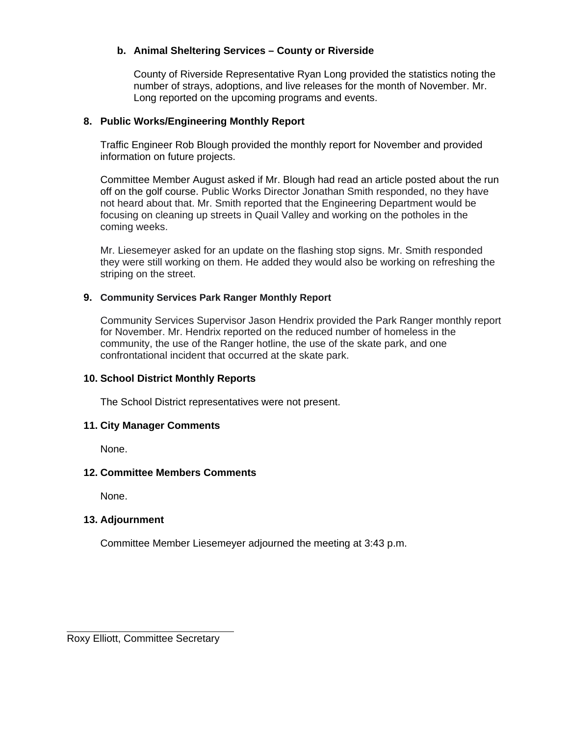**b. Animal Sheltering Services – County or Riverside**

County of Riverside Representative Ryan Long provided the statistics noting the number of strays, adoptions, and live releases for the month of November. Mr. Long reported on the upcoming programs and events.

**8. Public Works/Engineering Monthly Report**

Traffic Engineer Rob Blough provided the monthly report for November and provided information on future projects.

Committee Member August asked if Mr. Blough had read an article posted about the run off on the golf course. Public Works Director Jonathan Smith responded, no they have not heard about that. Mr. Smith reported that the Engineering Department would be focusing on cleaning up streets in Quail Valley and working on the potholes in the coming weeks.

Mr. Liesemeyer asked for an update on the flashing stop signs. Mr. Smith responded they were still working on them. He added they would also be working on refreshing the striping on the street.

**9. Community Services Park Ranger Monthly Report**

Community Services Supervisor Jason Hendrix provided the Park Ranger monthly report for November. Mr. Hendrix reported on the reduced number of homeless in the community, the use of the Ranger hotline, the use of the skate park, and one confrontational incident that occurred at the skate park.

**10. School District Monthly Reports**

The School District representatives were not present.

**11. City Manager Comments**

None.

**12. Committee Members Comments**

None.

**13. Adjournment**

Committee Member Liesemeyer adjourned the meeting at 3:43 p.m.

Roxy Elliott, Committee Secretary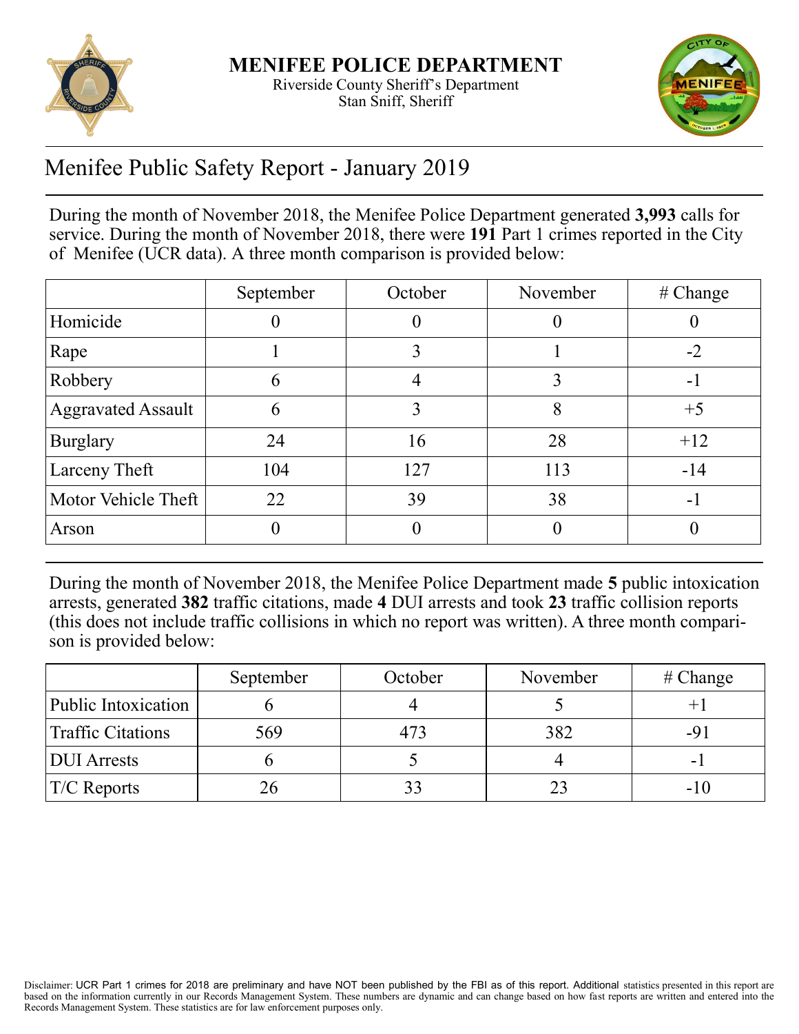**MENIFEE POLICE DEPARTMENT**
Riverside County Sheriff's Department
Stan Sniff, Sheriff

# Menifee Public Safety Report - January 2019

During the month of November 2018, the Menifee Police Department generated **3,993** calls for service. During the month of November 2018, there were **191** Part 1 crimes reported in the City of Menifee (UCR data). A three month comparison is provided below:

| | September | October | November | # Change |
|---|---|---|---|---|
| Homicide | 0 | 0 | 0 | 0 |
| Rape | 1 | 3 | 1 | -2 |
| Robbery | 6 | 4 | 3 | -1 |
| Aggravated Assault | 6 | 3 | 8 | +5 |
| Burglary | 24 | 16 | 28 | +12 |
| Larceny Theft | 104 | 127 | 113 | -14 |
| Motor Vehicle Theft | 22 | 39 | 38 | -1 |
| Arson | 0 | 0 | 0 | 0 |

During the month of November 2018, the Menifee Police Department made **5** public intoxication arrests, generated **382** traffic citations, made **4** DUI arrests and took **23** traffic collision reports (this does not include traffic collisions in which no report was written). A three month comparison is provided below:

| | September | October | November | # Change |
|---|---|---|---|---|
| Public Intoxication | 6 | 4 | 5 | +1 |
| Traffic Citations | 569 | 473 | 382 | -91 |
| DUI Arrests | 6 | 5 | 4 | -1 |
| T/C Reports | 26 | 33 | 23 | -10 |

Disclaimer: UCR Part 1 crimes for 2018 are preliminary and have NOT been published by the FBI as of this report. Additional statistics presented in this report are based on the information currently in our Records Management System. These numbers are dynamic and can change based on how fast reports are written and entered into the Records Management System. These statistics are for law enforcement purposes only.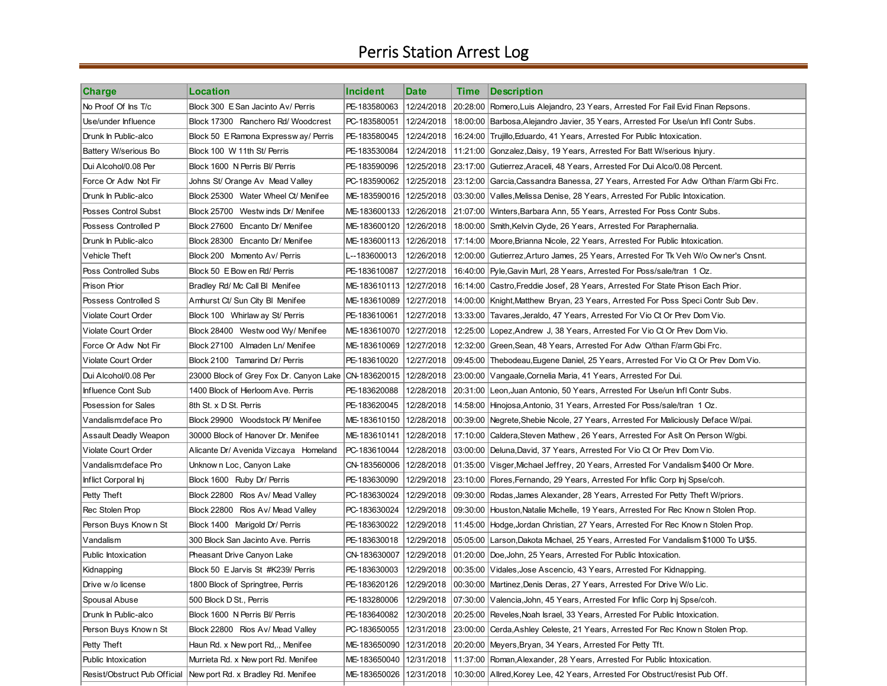# Perris Station Arrest Log

| Charge | Location | Incident | Date | Time | Description |
|---|---|---|---|---|---|
| No Proof Of Ins T/c | Block 300 E San Jacinto Av/ Perris | PE-183580063 | 12/24/2018 | 20:28:00 | Romero,Luis Alejandro, 23 Years, Arrested For Fail Evid Finan Repsons. |
| Use/under Influence | Block 17300 Ranchero Rd/ Woodcrest | PC-183580051 | 12/24/2018 | 18:00:00 | Barbosa,Alejandro Javier, 35 Years, Arrested For Use/un Infl Contr Subs. |
| Drunk In Public-alco | Block 50 E Ramona Expressway/ Perris | PE-183580045 | 12/24/2018 | 16:24:00 | Trujillo,Eduardo, 41 Years, Arrested For Public Intoxication. |
| Battery W/serious Bo | Block 100 W 11th St/ Perris | PE-183530084 | 12/24/2018 | 11:21:00 | Gonzalez,Daisy, 19 Years, Arrested For Batt W/serious Injury. |
| Dui Alcohol/0.08 Per | Block 1600 N Perris Bl/ Perris | PE-183590096 | 12/25/2018 | 23:17:00 | Gutierrez,Araceli, 48 Years, Arrested For Dui Alco/0.08 Percent. |
| Force Or Adw Not Fir | Johns St/ Orange Av Mead Valley | PC-183590062 | 12/25/2018 | 23:12:00 | Garcia,Cassandra Banessa, 27 Years, Arrested For Adw O/than F/arm Gbi Frc. |
| Drunk In Public-alco | Block 25300 Water Wheel Ct/ Menifee | ME-183590016 | 12/25/2018 | 03:30:00 | Valles,Melissa Denise, 28 Years, Arrested For Public Intoxication. |
| Posses Control Subst | Block 25700 Westwinds Dr/ Menifee | ME-183600133 | 12/26/2018 | 21:07:00 | Winters,Barbara Ann, 55 Years, Arrested For Poss Contr Subs. |
| Possess Controlled P | Block 27600 Encanto Dr/ Menifee | ME-183600120 | 12/26/2018 | 18:00:00 | Smith,Kelvin Clyde, 26 Years, Arrested For Paraphernalia. |
| Drunk In Public-alco | Block 28300 Encanto Dr/ Menifee | ME-183600113 | 12/26/2018 | 17:14:00 | Moore,Brianna Nicole, 22 Years, Arrested For Public Intoxication. |
| Vehicle Theft | Block 200 Momento Av/ Perris | L--183600013 | 12/26/2018 | 12:00:00 | Gutierrez,Arturo James, 25 Years, Arrested For Tk Veh W/o Owner's Cnsnt. |
| Poss Controlled Subs | Block 50 E Bowen Rd/ Perris | PE-183610087 | 12/27/2018 | 16:40:00 | Pyle,Gavin Murl, 28 Years, Arrested For Poss/sale/tran 1 Oz. |
| Prison Prior | Bradley Rd/ Mc Call Bl Menifee | ME-183610113 | 12/27/2018 | 16:14:00 | Castro,Freddie Josef, 28 Years, Arrested For State Prison Each Prior. |
| Possess Controlled S | Amhurst Ct/ Sun City Bl Menifee | ME-183610089 | 12/27/2018 | 14:00:00 | Knight,Matthew Bryan, 23 Years, Arrested For Poss Speci Contr Sub Dev. |
| Violate Court Order | Block 100 Whirlaway St/ Perris | PE-183610061 | 12/27/2018 | 13:33:00 | Tavares,Jeraldo, 47 Years, Arrested For Vio Ct Or Prev Dom Vio. |
| Violate Court Order | Block 28400 Westwood Wy/ Menifee | ME-183610070 | 12/27/2018 | 12:25:00 | Lopez,Andrew J, 38 Years, Arrested For Vio Ct Or Prev Dom Vio. |
| Force Or Adw Not Fir | Block 27100 Almaden Ln/ Menifee | ME-183610069 | 12/27/2018 | 12:32:00 | Green,Sean, 48 Years, Arrested For Adw O/than F/arm Gbi Frc. |
| Violate Court Order | Block 2100 Tamarind Dr/ Perris | PE-183610020 | 12/27/2018 | 09:45:00 | Thebodeau,Eugene Daniel, 25 Years, Arrested For Vio Ct Or Prev Dom Vio. |
| Dui Alcohol/0.08 Per | 23000 Block of Grey Fox Dr. Canyon Lake | CN-183620015 | 12/28/2018 | 23:00:00 | Vangaale,Cornelia Maria, 41 Years, Arrested For Dui. |
| Influence Cont Sub | 1400 Block of Hierloom Ave. Perris | PE-183620088 | 12/28/2018 | 20:31:00 | Leon,Juan Antonio, 50 Years, Arrested For Use/un Infl Contr Subs. |
| Posession for Sales | 8th St. x D St. Perris | PE-183620045 | 12/28/2018 | 14:58:00 | Hinojosa,Antonio, 31 Years, Arrested For Poss/sale/tran 1 Oz. |
| Vandalism:deface Pro | Block 29900 Woodstock Pl/ Menifee | ME-183610150 | 12/28/2018 | 00:39:00 | Negrete,Shebie Nicole, 27 Years, Arrested For Maliciously Deface W/pai. |
| Assault Deadly Weapon | 30000 Block of Hanover Dr. Menifee | ME-183610141 | 12/28/2018 | 17:10:00 | Caldera,Steven Mathew , 26 Years, Arrested For Aslt On Person W/gbi. |
| Violate Court Order | Alicante Dr/ Avenida Vizcaya Homeland | PC-183610044 | 12/28/2018 | 03:00:00 | Deluna,David, 37 Years, Arrested For Vio Ct Or Prev Dom Vio. |
| Vandalism:deface Pro | Unknown Loc, Canyon Lake | CN-183560006 | 12/28/2018 | 01:35:00 | Visger,Michael Jeffrey, 20 Years, Arrested For Vandalism $400 Or More. |
| Inflict Corporal Inj | Block 1600 Ruby Dr/ Perris | PE-183630090 | 12/29/2018 | 23:10:00 | Flores,Fernando, 29 Years, Arrested For Inflic Corp Inj Spse/coh. |
| Petty Theft | Block 22800 Rios Av/ Mead Valley | PC-183630024 | 12/29/2018 | 09:30:00 | Rodas,James Alexander, 28 Years, Arrested For Petty Theft W/priors. |
| Rec Stolen Prop | Block 22800 Rios Av/ Mead Valley | PC-183630024 | 12/29/2018 | 09:30:00 | Houston,Natalie Michelle, 19 Years, Arrested For Rec Known Stolen Prop. |
| Person Buys Known St | Block 1400 Marigold Dr/ Perris | PE-183630022 | 12/29/2018 | 11:45:00 | Hodge,Jordan Christian, 27 Years, Arrested For Rec Known Stolen Prop. |
| Vandalism | 300 Block San Jacinto Ave. Perris | PE-183630018 | 12/29/2018 | 05:05:00 | Larson,Dakota Michael, 25 Years, Arrested For Vandalism $1000 To U/$5. |
| Public Intoxication | Pheasant Drive Canyon Lake | CN-183630007 | 12/29/2018 | 01:20:00 | Doe,John, 25 Years, Arrested For Public Intoxication. |
| Kidnapping | Block 50 E Jarvis St #K239/ Perris | PE-183630003 | 12/29/2018 | 00:35:00 | Vidales,Jose Ascencio, 43 Years, Arrested For Kidnapping. |
| Drive w/o license | 1800 Block of Springtree, Perris | PE-183620126 | 12/29/2018 | 00:30:00 | Martinez,Denis Deras, 27 Years, Arrested For Drive W/o Lic. |
| Spousal Abuse | 500 Block D St., Perris | PE-183280006 | 12/29/2018 | 07:30:00 | Valencia,John, 45 Years, Arrested For Inflic Corp Inj Spse/coh. |
| Drunk In Public-alco | Block 1600 N Perris Bl/ Perris | PE-183640082 | 12/30/2018 | 20:25:00 | Reveles,Noah Israel, 33 Years, Arrested For Public Intoxication. |
| Person Buys Known St | Block 22800 Rios Av/ Mead Valley | PC-183650055 | 12/31/2018 | 23:00:00 | Cerda,Ashley Celeste, 21 Years, Arrested For Rec Known Stolen Prop. |
| Petty Theft | Haun Rd. x Newport Rd,., Menifee | ME-183650090 | 12/31/2018 | 20:20:00 | Meyers,Bryan, 34 Years, Arrested For Petty Tft. |
| Public Intoxication | Murrieta Rd. x Newport Rd. Menifee | ME-183650040 | 12/31/2018 | 11:37:00 | Roman,Alexander, 28 Years, Arrested For Public Intoxication. |
| Resist/Obstruct Pub Official | Newport Rd. x Bradley Rd. Menifee | ME-183650026 | 12/31/2018 | 10:30:00 | Allred,Korey Lee, 42 Years, Arrested For Obstruct/resist Pub Off. |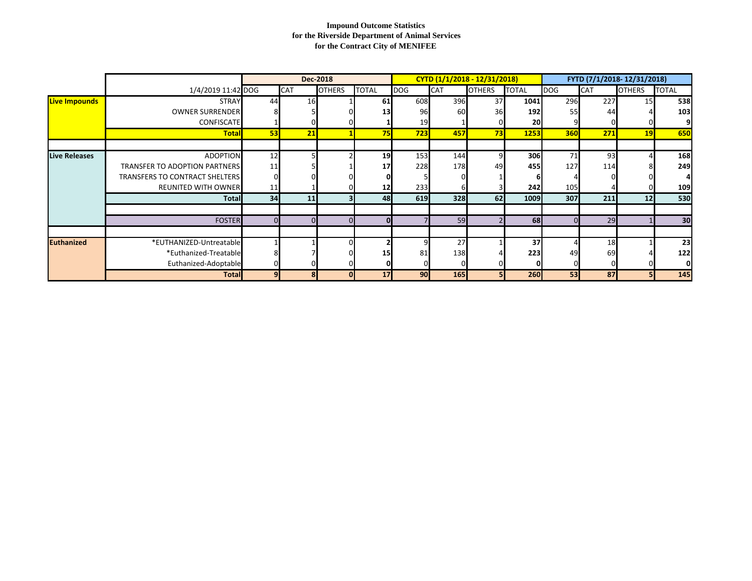**Impound Outcome Statistics**
**for the Riverside Department of Animal Services**
**for the Contract City of MENIFEE**

| | | Dec-2018 | | | | CYTD (1/1/2018 - 12/31/2018) | | | | FYTD (7/1/2018- 12/31/2018) | | | |
|---|---|---|---|---|---|---|---|---|---|---|---|---|---|
| | 1/4/2019 11:42 | DOG | CAT | OTHERS | TOTAL | DOG | CAT | OTHERS | TOTAL | DOG | CAT | OTHERS | TOTAL |
| **Live Impounds** | STRAY | 44 | 16 | 1 | **61** | 608 | 396 | 37 | **1041** | 296 | 227 | 15 | **538** |
| | OWNER SURRENDER | 8 | 5 | 0 | **13** | 96 | 60 | 36 | **192** | 55 | 44 | 4 | **103** |
| | CONFISCATE | 1 | 0 | 0 | **1** | 19 | 1 | 0 | **20** | 9 | 0 | 0 | **9** |
| | **Total** | **53** | **21** | **1** | **75** | **723** | **457** | **73** | **1253** | **360** | **271** | **19** | **650** |
| | | | | | | | | | | | | | |
| **Live Releases** | ADOPTION | 12 | 5 | 2 | **19** | 153 | 144 | 9 | **306** | 71 | 93 | 4 | **168** |
| | TRANSFER TO ADOPTION PARTNERS | 11 | 5 | 1 | **17** | 228 | 178 | 49 | **455** | 127 | 114 | 8 | **249** |
| | TRANSFERS TO CONTRACT SHELTERS | 0 | 0 | 0 | **0** | 5 | 0 | 1 | **6** | 4 | 0 | 0 | **4** |
| | REUNITED WITH OWNER | 11 | 1 | 0 | **12** | 233 | 6 | 3 | **242** | 105 | 4 | 0 | **109** |
| | **Total** | **34** | **11** | **3** | **48** | **619** | **328** | **62** | **1009** | **307** | **211** | **12** | **530** |
| | | | | | | | | | | | | | |
| | FOSTER | 0 | 0 | 0 | **0** | 7 | 59 | 2 | **68** | 0 | 29 | 1 | **30** |
| | | | | | | | | | | | | | |
| **Euthanized** | *EUTHANIZED-Untreatable | 1 | 1 | 0 | **2** | 9 | 27 | 1 | **37** | 4 | 18 | 1 | **23** |
| | *Euthanized-Treatable | 8 | 7 | 0 | **15** | 81 | 138 | 4 | **223** | 49 | 69 | 4 | **122** |
| | Euthanized-Adoptable | 0 | 0 | 0 | **0** | 0 | 0 | 0 | **0** | 0 | 0 | 0 | **0** |
| | **Total** | **9** | **8** | **0** | **17** | **90** | **165** | **5** | **260** | **53** | **87** | **5** | **145** |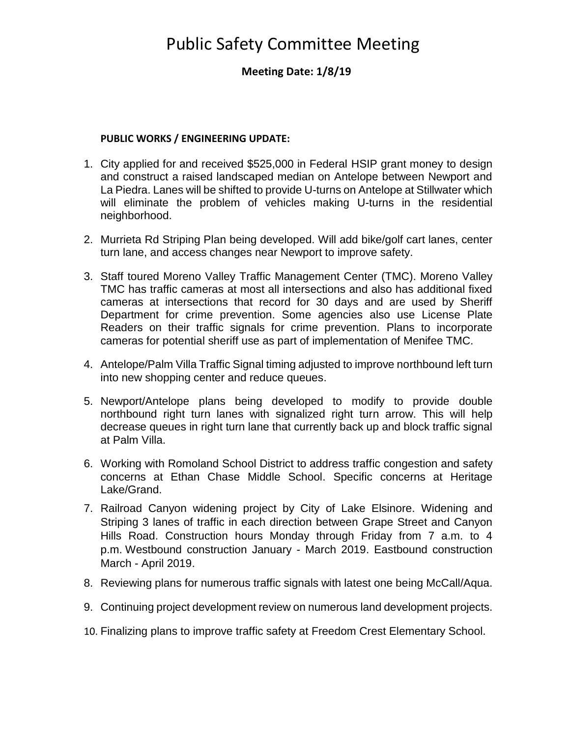# Public Safety Committee Meeting

**Meeting Date: 1/8/19**

**PUBLIC WORKS / ENGINEERING UPDATE:**

1. City applied for and received $525,000 in Federal HSIP grant money to design and construct a raised landscaped median on Antelope between Newport and La Piedra. Lanes will be shifted to provide U-turns on Antelope at Stillwater which will eliminate the problem of vehicles making U-turns in the residential neighborhood.

2. Murrieta Rd Striping Plan being developed. Will add bike/golf cart lanes, center turn lane, and access changes near Newport to improve safety.

3. Staff toured Moreno Valley Traffic Management Center (TMC). Moreno Valley TMC has traffic cameras at most all intersections and also has additional fixed cameras at intersections that record for 30 days and are used by Sheriff Department for crime prevention. Some agencies also use License Plate Readers on their traffic signals for crime prevention. Plans to incorporate cameras for potential sheriff use as part of implementation of Menifee TMC.

4. Antelope/Palm Villa Traffic Signal timing adjusted to improve northbound left turn into new shopping center and reduce queues.

5. Newport/Antelope plans being developed to modify to provide double northbound right turn lanes with signalized right turn arrow. This will help decrease queues in right turn lane that currently back up and block traffic signal at Palm Villa.

6. Working with Romoland School District to address traffic congestion and safety concerns at Ethan Chase Middle School. Specific concerns at Heritage Lake/Grand.

7. Railroad Canyon widening project by City of Lake Elsinore. Widening and Striping 3 lanes of traffic in each direction between Grape Street and Canyon Hills Road. Construction hours Monday through Friday from 7 a.m. to 4 p.m. Westbound construction January - March 2019. Eastbound construction March - April 2019.

8. Reviewing plans for numerous traffic signals with latest one being McCall/Aqua.

9. Continuing project development review on numerous land development projects.

10. Finalizing plans to improve traffic safety at Freedom Crest Elementary School.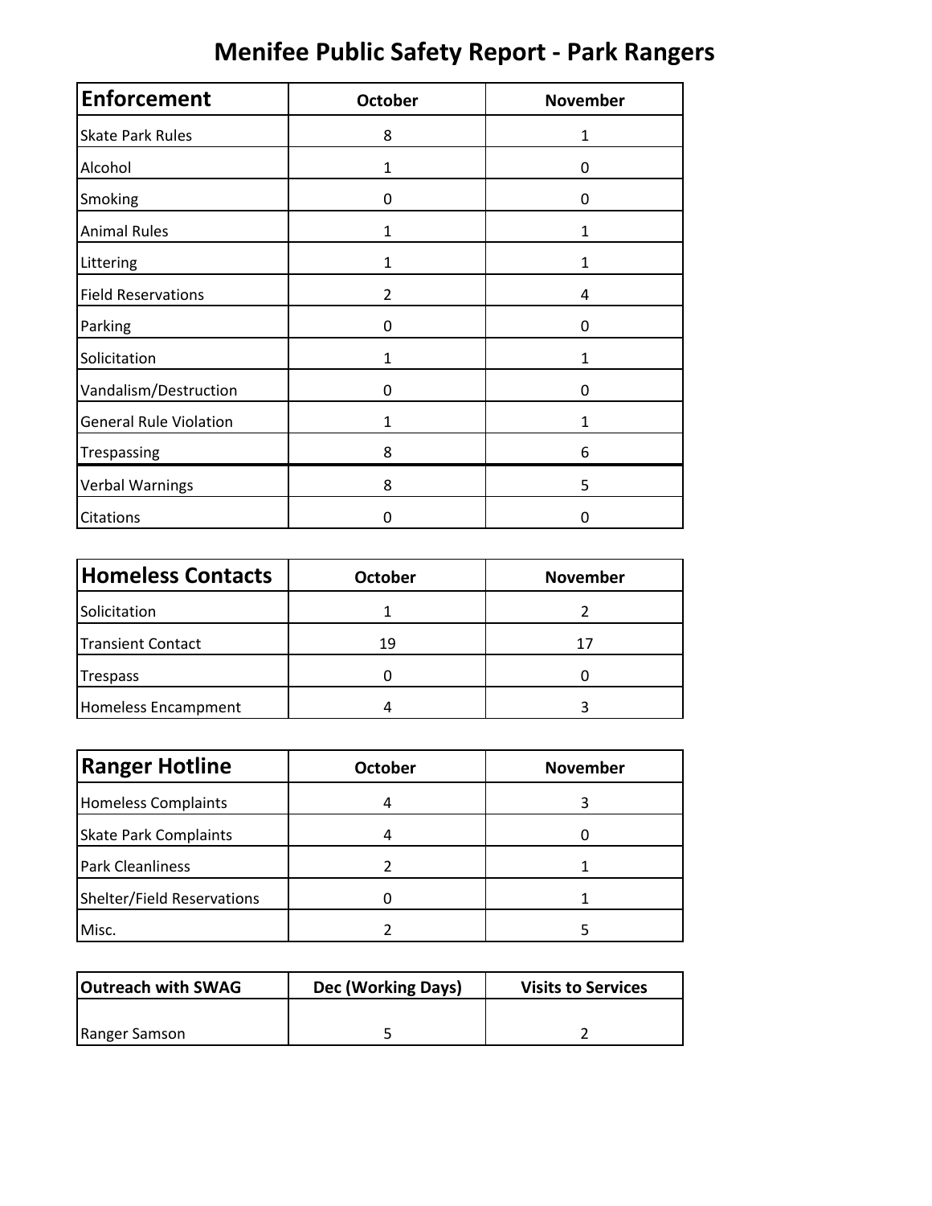# Menifee Public Safety Report - Park Rangers

| Enforcement | October | November |
|---|---|---|
| Skate Park Rules | 8 | 1 |
| Alcohol | 1 | 0 |
| Smoking | 0 | 0 |
| Animal Rules | 1 | 1 |
| Littering | 1 | 1 |
| Field Reservations | 2 | 4 |
| Parking | 0 | 0 |
| Solicitation | 1 | 1 |
| Vandalism/Destruction | 0 | 0 |
| General Rule Violation | 1 | 1 |
| Trespassing | 8 | 6 |
| Verbal Warnings | 8 | 5 |
| Citations | 0 | 0 |

| Homeless Contacts | October | November |
|---|---|---|
| Solicitation | 1 | 2 |
| Transient Contact | 19 | 17 |
| Trespass | 0 | 0 |
| Homeless Encampment | 4 | 3 |

| Ranger Hotline | October | November |
|---|---|---|
| Homeless Complaints | 4 | 3 |
| Skate Park Complaints | 4 | 0 |
| Park Cleanliness | 2 | 1 |
| Shelter/Field Reservations | 0 | 1 |
| Misc. | 2 | 5 |

| Outreach with SWAG | Dec (Working Days) | Visits to Services |
|---|---|---|
| Ranger Samson | 5 | 2 |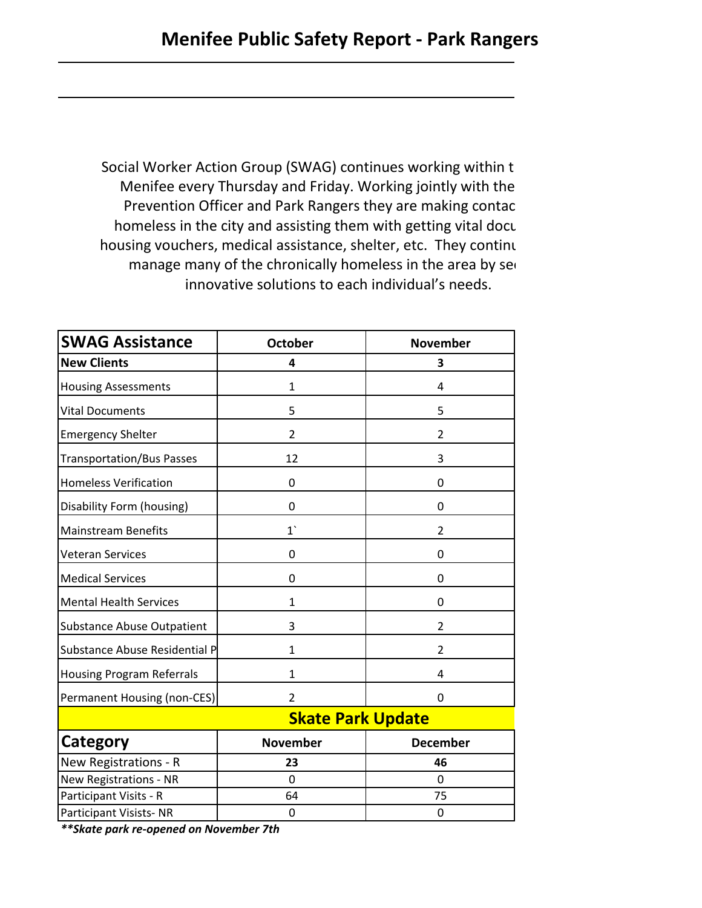# Menifee Public Safety Report - Park Rangers

Social Worker Action Group (SWAG) continues working within t
Menifee every Thursday and Friday. Working jointly with the
Prevention Officer and Park Rangers they are making contac
homeless in the city and assisting them with getting vital docu
housing vouchers, medical assistance, shelter, etc. They continu
manage many of the chronically homeless in the area by se
innovative solutions to each individual's needs.

| **SWAG Assistance** | **October** | **November** |
|---|---|---|
| **New Clients** | **4** | **3** |
| Housing Assessments | 1 | 4 |
| Vital Documents | 5 | 5 |
| Emergency Shelter | 2 | 2 |
| Transportation/Bus Passes | 12 | 3 |
| Homeless Verification | 0 | 0 |
| Disability Form (housing) | 0 | 0 |
| Mainstream Benefits | 1` | 2 |
| Veteran Services | 0 | 0 |
| Medical Services | 0 | 0 |
| Mental Health Services | 1 | 0 |
| Substance Abuse Outpatient | 3 | 2 |
| Substance Abuse Residential P | 1 | 2 |
| Housing Program Referrals | 1 | 4 |
| Permanent Housing (non-CES) | 2 | 0 |

**Skate Park Update**

| **Category** | **November** | **December** |
|---|---|---|
| New Registrations - R | **23** | **46** |
| New Registrations - NR | 0 | 0 |
| Participant Visits - R | 64 | 75 |
| Participant Visists- NR | 0 | 0 |

***\*\*Skate park re-opened on November 7th***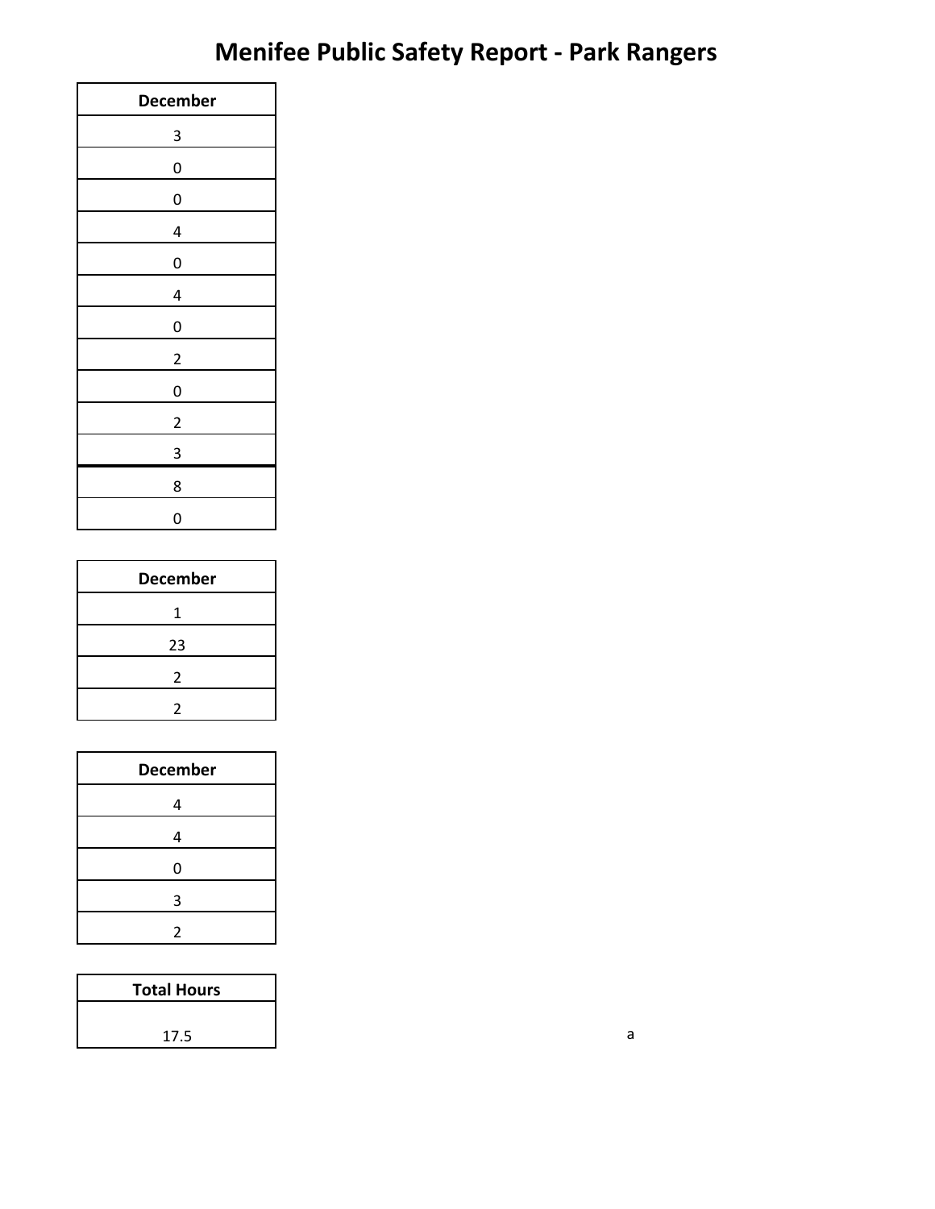# Menifee Public Safety Report - Park Rangers

| December |
|---|
| 3 |
| 0 |
| 0 |
| 4 |
| 0 |
| 4 |
| 0 |
| 2 |
| 0 |
| 2 |
| 3 |
| 8 |
| 0 |

| December |
|---|
| 1 |
| 23 |
| 2 |
| 2 |

| December |
|---|
| 4 |
| 4 |
| 0 |
| 3 |
| 2 |

| Total Hours |
|---|
| 17.5 |

a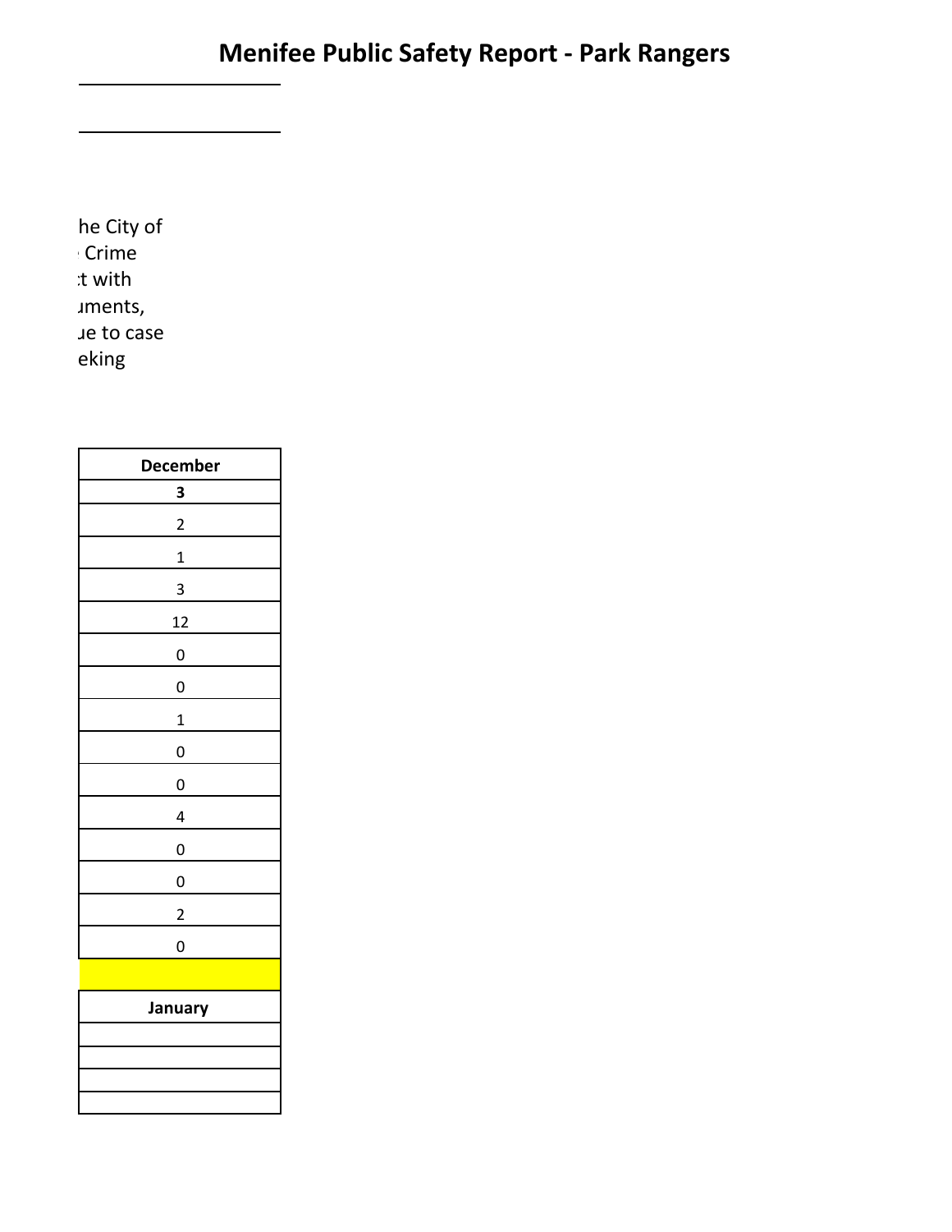# Menifee Public Safety Report - Park Rangers

he City of
Crime
t with
uments,
ue to case
eking

| December |
| --- |
| **3** |
| 2 |
| 1 |
| 3 |
| 12 |
| 0 |
| 0 |
| 1 |
| 0 |
| 0 |
| 4 |
| 0 |
| 0 |
| 2 |
| 0 |
| |

| January |
| --- |
| |
| |
| |
| |